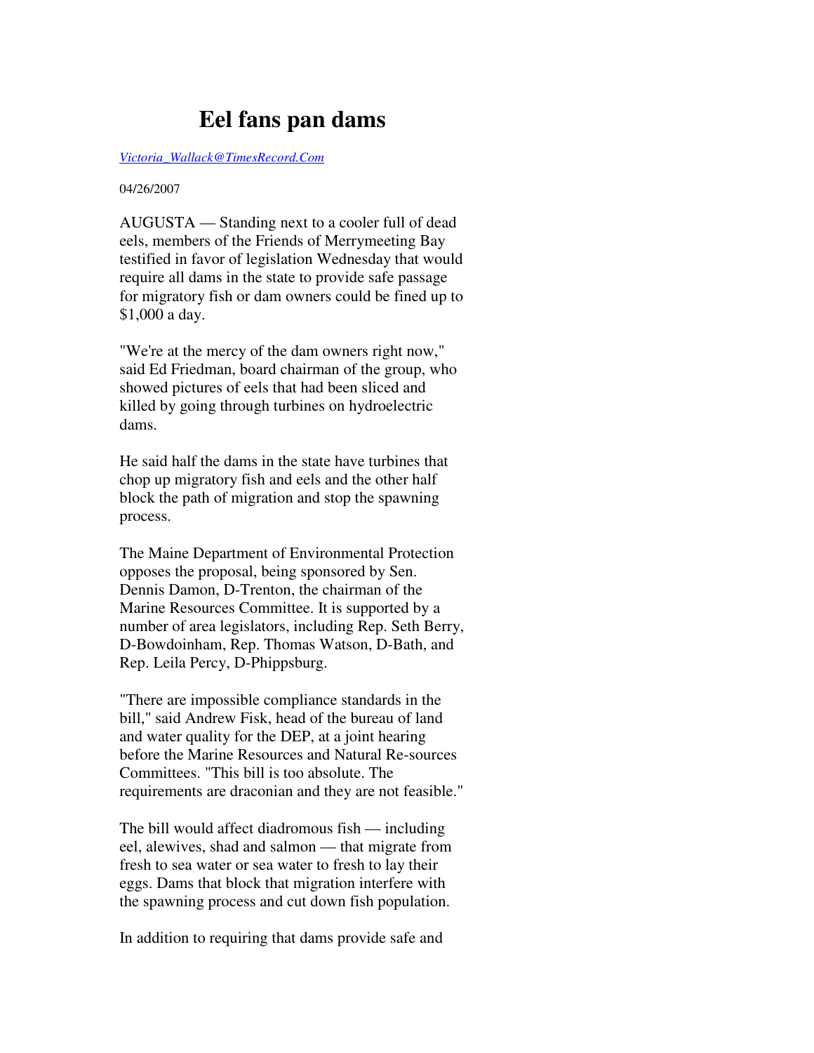# Eel fans pan dams

*Victoria_Wallack@TimesRecord.Com*

04/26/2007

AUGUSTA — Standing next to a cooler full of dead eels, members of the Friends of Merrymeeting Bay testified in favor of legislation Wednesday that would require all dams in the state to provide safe passage for migratory fish or dam owners could be fined up to $1,000 a day.

"We're at the mercy of the dam owners right now," said Ed Friedman, board chairman of the group, who showed pictures of eels that had been sliced and killed by going through turbines on hydroelectric dams.

He said half the dams in the state have turbines that chop up migratory fish and eels and the other half block the path of migration and stop the spawning process.

The Maine Department of Environmental Protection opposes the proposal, being sponsored by Sen. Dennis Damon, D-Trenton, the chairman of the Marine Resources Committee. It is supported by a number of area legislators, including Rep. Seth Berry, D-Bowdoinham, Rep. Thomas Watson, D-Bath, and Rep. Leila Percy, D-Phippsburg.

"There are impossible compliance standards in the bill," said Andrew Fisk, head of the bureau of land and water quality for the DEP, at a joint hearing before the Marine Resources and Natural Re-sources Committees. "This bill is too absolute. The requirements are draconian and they are not feasible."

The bill would affect diadromous fish — including eel, alewives, shad and salmon — that migrate from fresh to sea water or sea water to fresh to lay their eggs. Dams that block that migration interfere with the spawning process and cut down fish population.

In addition to requiring that dams provide safe and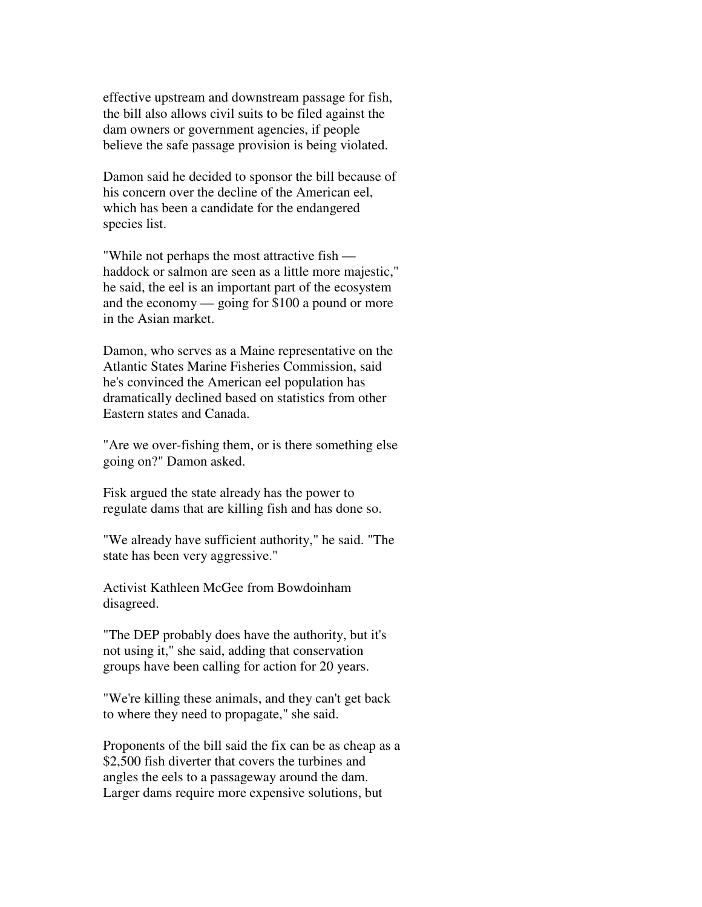effective upstream and downstream passage for fish, the bill also allows civil suits to be filed against the dam owners or government agencies, if people believe the safe passage provision is being violated.

Damon said he decided to sponsor the bill because of his concern over the decline of the American eel, which has been a candidate for the endangered species list.

"While not perhaps the most attractive fish — haddock or salmon are seen as a little more majestic," he said, the eel is an important part of the ecosystem and the economy — going for $100 a pound or more in the Asian market.

Damon, who serves as a Maine representative on the Atlantic States Marine Fisheries Commission, said he's convinced the American eel population has dramatically declined based on statistics from other Eastern states and Canada.

"Are we over-fishing them, or is there something else going on?" Damon asked.

Fisk argued the state already has the power to regulate dams that are killing fish and has done so.

"We already have sufficient authority," he said. "The state has been very aggressive."

Activist Kathleen McGee from Bowdoinham disagreed.

"The DEP probably does have the authority, but it's not using it," she said, adding that conservation groups have been calling for action for 20 years.

"We're killing these animals, and they can't get back to where they need to propagate," she said.

Proponents of the bill said the fix can be as cheap as a $2,500 fish diverter that covers the turbines and angles the eels to a passageway around the dam. Larger dams require more expensive solutions, but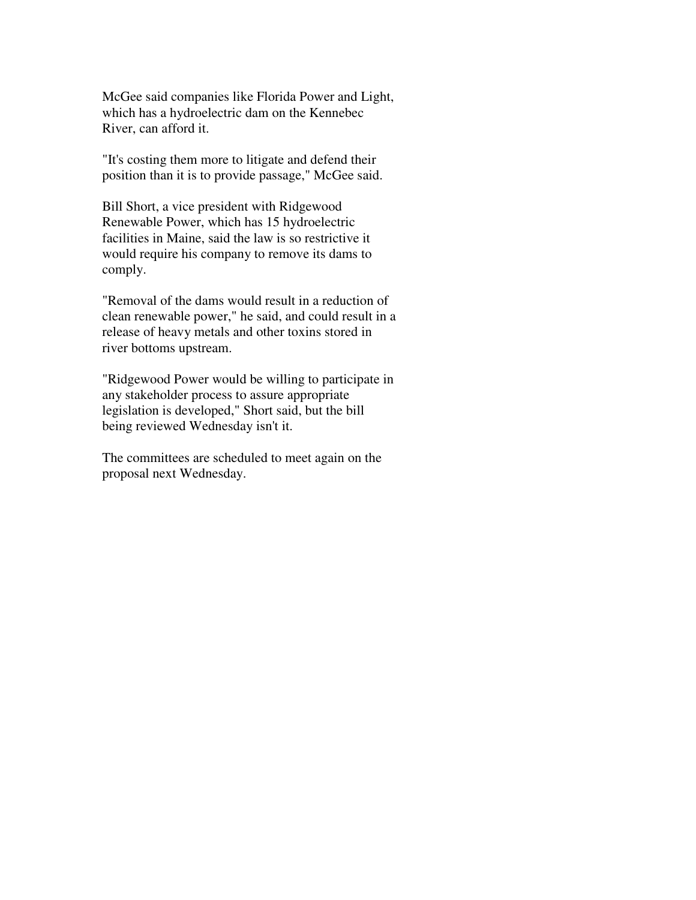McGee said companies like Florida Power and Light, which has a hydroelectric dam on the Kennebec River, can afford it.

"It's costing them more to litigate and defend their position than it is to provide passage," McGee said.

Bill Short, a vice president with Ridgewood Renewable Power, which has 15 hydroelectric facilities in Maine, said the law is so restrictive it would require his company to remove its dams to comply.

"Removal of the dams would result in a reduction of clean renewable power," he said, and could result in a release of heavy metals and other toxins stored in river bottoms upstream.

"Ridgewood Power would be willing to participate in any stakeholder process to assure appropriate legislation is developed," Short said, but the bill being reviewed Wednesday isn't it.

The committees are scheduled to meet again on the proposal next Wednesday.